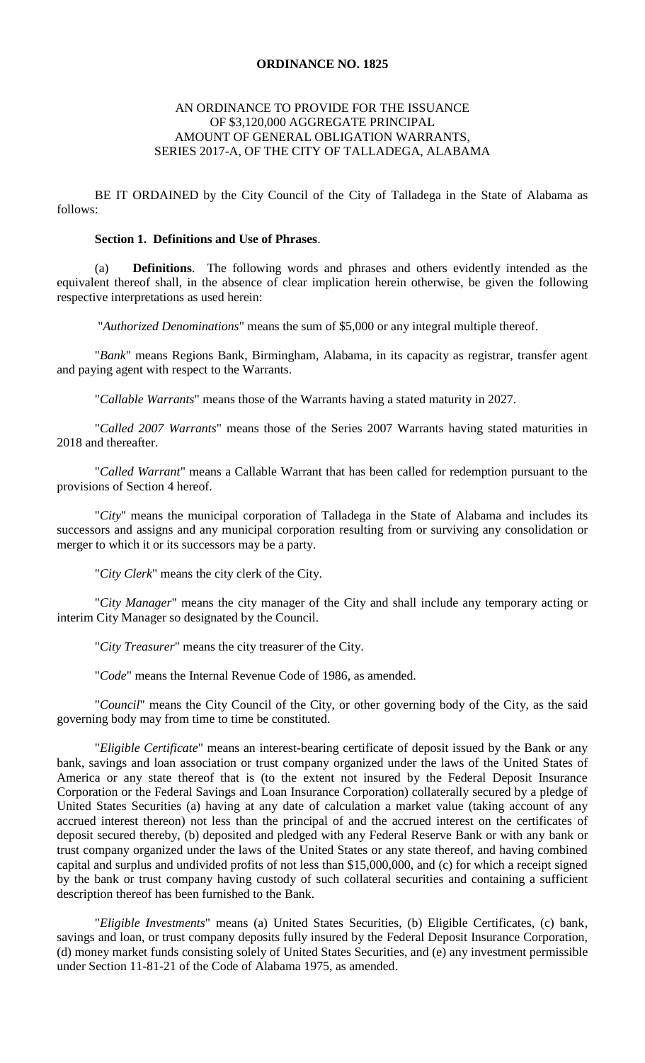**ORDINANCE NO. 1825**

AN ORDINANCE TO PROVIDE FOR THE ISSUANCE OF $3,120,000 AGGREGATE PRINCIPAL AMOUNT OF GENERAL OBLIGATION WARRANTS, SERIES 2017-A, OF THE CITY OF TALLADEGA, ALABAMA

BE IT ORDAINED by the City Council of the City of Talladega in the State of Alabama as follows:

**Section 1. Definitions and Use of Phrases**.

(a) **Definitions**. The following words and phrases and others evidently intended as the equivalent thereof shall, in the absence of clear implication herein otherwise, be given the following respective interpretations as used herein:

"*Authorized Denominations*" means the sum of $5,000 or any integral multiple thereof.

"*Bank*" means Regions Bank, Birmingham, Alabama, in its capacity as registrar, transfer agent and paying agent with respect to the Warrants.

"*Callable Warrants*" means those of the Warrants having a stated maturity in 2027.

"*Called 2007 Warrants*" means those of the Series 2007 Warrants having stated maturities in 2018 and thereafter.

"*Called Warrant*" means a Callable Warrant that has been called for redemption pursuant to the provisions of Section 4 hereof.

"*City*" means the municipal corporation of Talladega in the State of Alabama and includes its successors and assigns and any municipal corporation resulting from or surviving any consolidation or merger to which it or its successors may be a party.

"*City Clerk*" means the city clerk of the City.

"*City Manager*" means the city manager of the City and shall include any temporary acting or interim City Manager so designated by the Council.

"*City Treasurer*" means the city treasurer of the City.

"*Code*" means the Internal Revenue Code of 1986, as amended.

"*Council*" means the City Council of the City, or other governing body of the City, as the said governing body may from time to time be constituted.

"*Eligible Certificate*" means an interest-bearing certificate of deposit issued by the Bank or any bank, savings and loan association or trust company organized under the laws of the United States of America or any state thereof that is (to the extent not insured by the Federal Deposit Insurance Corporation or the Federal Savings and Loan Insurance Corporation) collaterally secured by a pledge of United States Securities (a) having at any date of calculation a market value (taking account of any accrued interest thereon) not less than the principal of and the accrued interest on the certificates of deposit secured thereby, (b) deposited and pledged with any Federal Reserve Bank or with any bank or trust company organized under the laws of the United States or any state thereof, and having combined capital and surplus and undivided profits of not less than $15,000,000, and (c) for which a receipt signed by the bank or trust company having custody of such collateral securities and containing a sufficient description thereof has been furnished to the Bank.

"*Eligible Investments*" means (a) United States Securities, (b) Eligible Certificates, (c) bank, savings and loan, or trust company deposits fully insured by the Federal Deposit Insurance Corporation, (d) money market funds consisting solely of United States Securities, and (e) any investment permissible under Section 11-81-21 of the Code of Alabama 1975, as amended.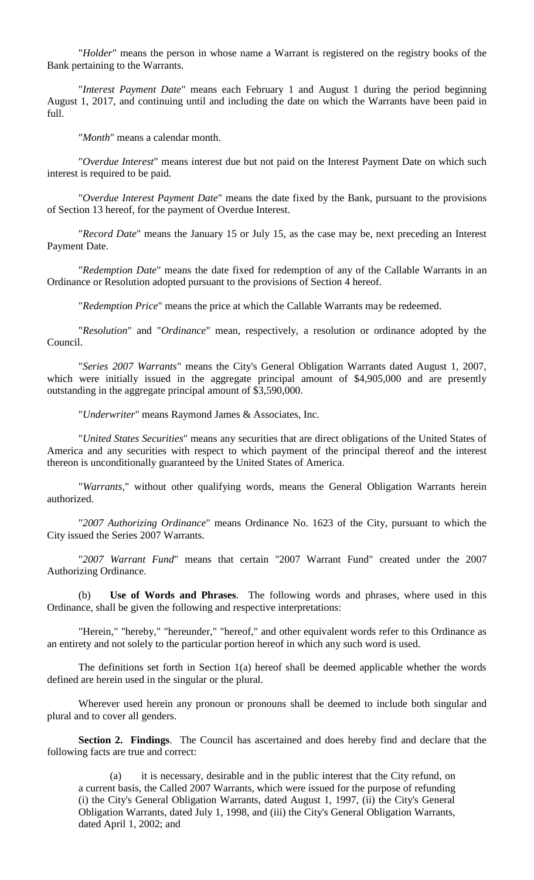"*Holder*" means the person in whose name a Warrant is registered on the registry books of the Bank pertaining to the Warrants.

"*Interest Payment Date*" means each February 1 and August 1 during the period beginning August 1, 2017, and continuing until and including the date on which the Warrants have been paid in full.

"*Month*" means a calendar month.

"*Overdue Interest*" means interest due but not paid on the Interest Payment Date on which such interest is required to be paid.

"*Overdue Interest Payment Date*" means the date fixed by the Bank, pursuant to the provisions of Section 13 hereof, for the payment of Overdue Interest.

"*Record Date*" means the January 15 or July 15, as the case may be, next preceding an Interest Payment Date.

"*Redemption Date*" means the date fixed for redemption of any of the Callable Warrants in an Ordinance or Resolution adopted pursuant to the provisions of Section 4 hereof.

"*Redemption Price*" means the price at which the Callable Warrants may be redeemed.

"*Resolution*" and "*Ordinance*" mean, respectively, a resolution or ordinance adopted by the Council.

"*Series 2007 Warrants*" means the City's General Obligation Warrants dated August 1, 2007, which were initially issued in the aggregate principal amount of $4,905,000 and are presently outstanding in the aggregate principal amount of $3,590,000.

"*Underwriter*" means Raymond James & Associates, Inc.

"*United States Securities*" means any securities that are direct obligations of the United States of America and any securities with respect to which payment of the principal thereof and the interest thereon is unconditionally guaranteed by the United States of America.

"*Warrants*," without other qualifying words, means the General Obligation Warrants herein authorized.

"*2007 Authorizing Ordinance*" means Ordinance No. 1623 of the City, pursuant to which the City issued the Series 2007 Warrants.

"*2007 Warrant Fund*" means that certain "2007 Warrant Fund" created under the 2007 Authorizing Ordinance.

(b) **Use of Words and Phrases**. The following words and phrases, where used in this Ordinance, shall be given the following and respective interpretations:

"Herein," "hereby," "hereunder," "hereof," and other equivalent words refer to this Ordinance as an entirety and not solely to the particular portion hereof in which any such word is used.

The definitions set forth in Section 1(a) hereof shall be deemed applicable whether the words defined are herein used in the singular or the plural.

Wherever used herein any pronoun or pronouns shall be deemed to include both singular and plural and to cover all genders.

**Section 2. Findings**. The Council has ascertained and does hereby find and declare that the following facts are true and correct:

(a) it is necessary, desirable and in the public interest that the City refund, on a current basis, the Called 2007 Warrants, which were issued for the purpose of refunding (i) the City's General Obligation Warrants, dated August 1, 1997, (ii) the City's General Obligation Warrants, dated July 1, 1998, and (iii) the City's General Obligation Warrants, dated April 1, 2002; and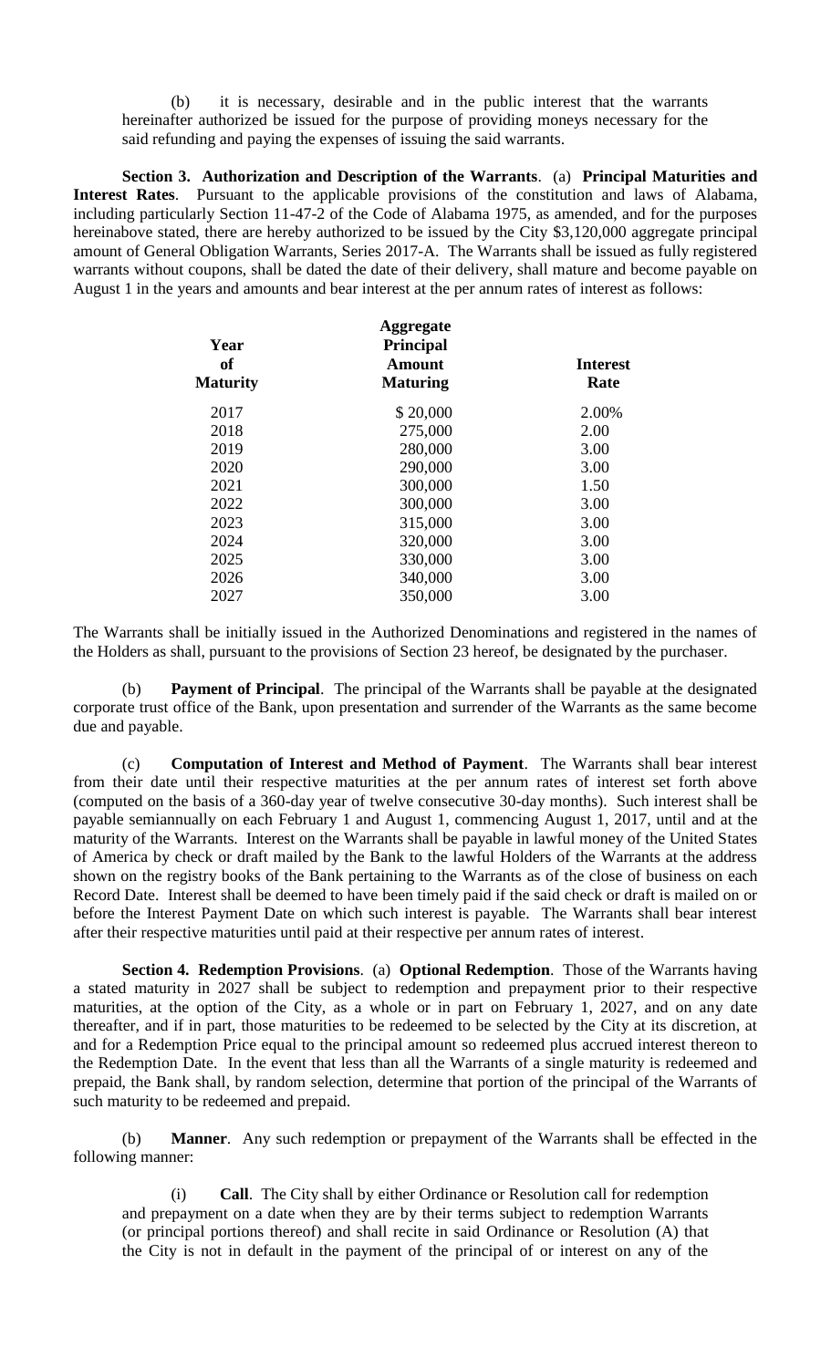(b) it is necessary, desirable and in the public interest that the warrants hereinafter authorized be issued for the purpose of providing moneys necessary for the said refunding and paying the expenses of issuing the said warrants.

**Section 3. Authorization and Description of the Warrants**. (a) **Principal Maturities and Interest Rates**. Pursuant to the applicable provisions of the constitution and laws of Alabama, including particularly Section 11-47-2 of the Code of Alabama 1975, as amended, and for the purposes hereinabove stated, there are hereby authorized to be issued by the City $3,120,000 aggregate principal amount of General Obligation Warrants, Series 2017-A. The Warrants shall be issued as fully registered warrants without coupons, shall be dated the date of their delivery, shall mature and become payable on August 1 in the years and amounts and bear interest at the per annum rates of interest as follows:

| Year of Maturity | Aggregate Principal Amount Maturing | Interest Rate |
|---|---|---|
| 2017 | $ 20,000 | 2.00% |
| 2018 | 275,000 | 2.00 |
| 2019 | 280,000 | 3.00 |
| 2020 | 290,000 | 3.00 |
| 2021 | 300,000 | 1.50 |
| 2022 | 300,000 | 3.00 |
| 2023 | 315,000 | 3.00 |
| 2024 | 320,000 | 3.00 |
| 2025 | 330,000 | 3.00 |
| 2026 | 340,000 | 3.00 |
| 2027 | 350,000 | 3.00 |

The Warrants shall be initially issued in the Authorized Denominations and registered in the names of the Holders as shall, pursuant to the provisions of Section 23 hereof, be designated by the purchaser.

(b) **Payment of Principal**. The principal of the Warrants shall be payable at the designated corporate trust office of the Bank, upon presentation and surrender of the Warrants as the same become due and payable.

(c) **Computation of Interest and Method of Payment**. The Warrants shall bear interest from their date until their respective maturities at the per annum rates of interest set forth above (computed on the basis of a 360-day year of twelve consecutive 30-day months). Such interest shall be payable semiannually on each February 1 and August 1, commencing August 1, 2017, until and at the maturity of the Warrants. Interest on the Warrants shall be payable in lawful money of the United States of America by check or draft mailed by the Bank to the lawful Holders of the Warrants at the address shown on the registry books of the Bank pertaining to the Warrants as of the close of business on each Record Date. Interest shall be deemed to have been timely paid if the said check or draft is mailed on or before the Interest Payment Date on which such interest is payable. The Warrants shall bear interest after their respective maturities until paid at their respective per annum rates of interest.

**Section 4. Redemption Provisions**. (a) **Optional Redemption**. Those of the Warrants having a stated maturity in 2027 shall be subject to redemption and prepayment prior to their respective maturities, at the option of the City, as a whole or in part on February 1, 2027, and on any date thereafter, and if in part, those maturities to be redeemed to be selected by the City at its discretion, at and for a Redemption Price equal to the principal amount so redeemed plus accrued interest thereon to the Redemption Date. In the event that less than all the Warrants of a single maturity is redeemed and prepaid, the Bank shall, by random selection, determine that portion of the principal of the Warrants of such maturity to be redeemed and prepaid.

(b) **Manner**. Any such redemption or prepayment of the Warrants shall be effected in the following manner:

(i) **Call**. The City shall by either Ordinance or Resolution call for redemption and prepayment on a date when they are by their terms subject to redemption Warrants (or principal portions thereof) and shall recite in said Ordinance or Resolution (A) that the City is not in default in the payment of the principal of or interest on any of the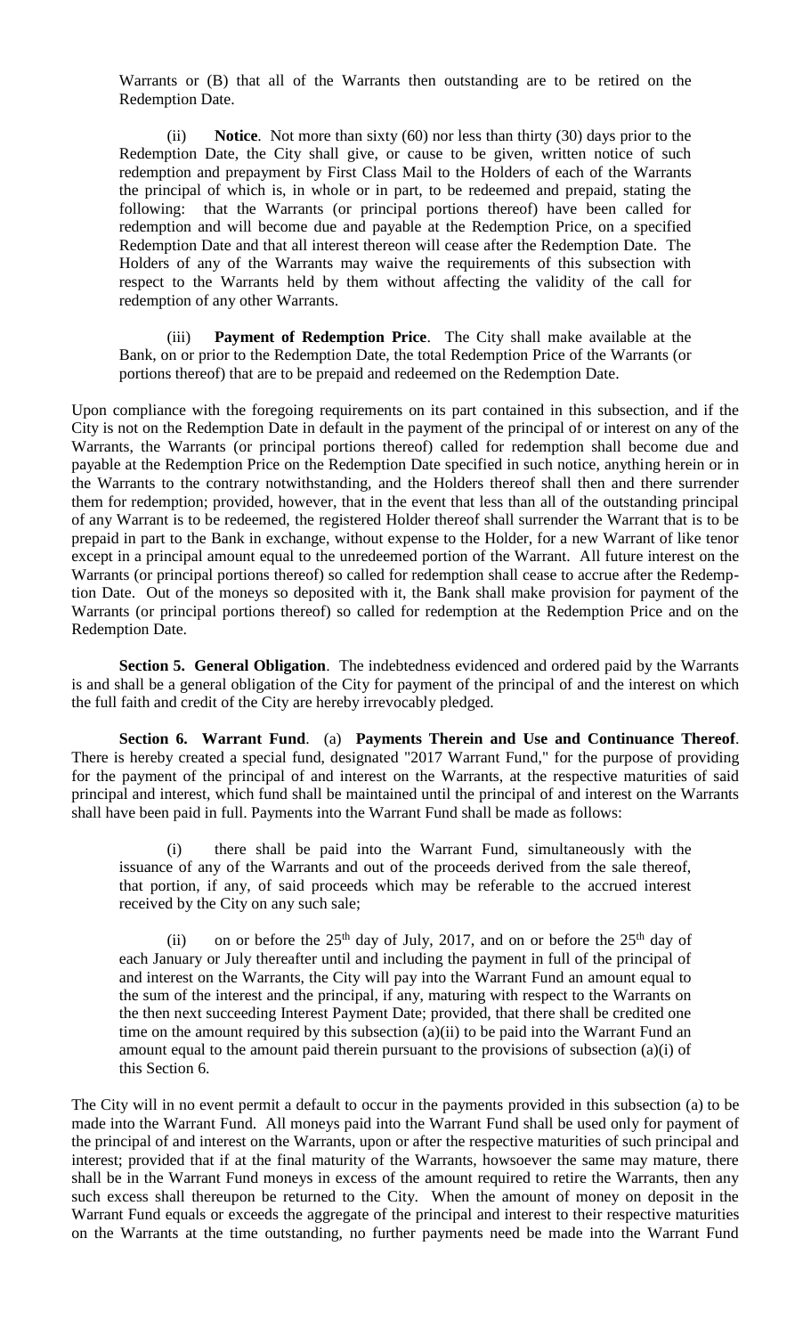Warrants or (B) that all of the Warrants then outstanding are to be retired on the Redemption Date.

(ii) **Notice**. Not more than sixty (60) nor less than thirty (30) days prior to the Redemption Date, the City shall give, or cause to be given, written notice of such redemption and prepayment by First Class Mail to the Holders of each of the Warrants the principal of which is, in whole or in part, to be redeemed and prepaid, stating the following: that the Warrants (or principal portions thereof) have been called for redemption and will become due and payable at the Redemption Price, on a specified Redemption Date and that all interest thereon will cease after the Redemption Date. The Holders of any of the Warrants may waive the requirements of this subsection with respect to the Warrants held by them without affecting the validity of the call for redemption of any other Warrants.

(iii) **Payment of Redemption Price**. The City shall make available at the Bank, on or prior to the Redemption Date, the total Redemption Price of the Warrants (or portions thereof) that are to be prepaid and redeemed on the Redemption Date.

Upon compliance with the foregoing requirements on its part contained in this subsection, and if the City is not on the Redemption Date in default in the payment of the principal of or interest on any of the Warrants, the Warrants (or principal portions thereof) called for redemption shall become due and payable at the Redemption Price on the Redemption Date specified in such notice, anything herein or in the Warrants to the contrary notwithstanding, and the Holders thereof shall then and there surrender them for redemption; provided, however, that in the event that less than all of the outstanding principal of any Warrant is to be redeemed, the registered Holder thereof shall surrender the Warrant that is to be prepaid in part to the Bank in exchange, without expense to the Holder, for a new Warrant of like tenor except in a principal amount equal to the unredeemed portion of the Warrant. All future interest on the Warrants (or principal portions thereof) so called for redemption shall cease to accrue after the Redemption Date. Out of the moneys so deposited with it, the Bank shall make provision for payment of the Warrants (or principal portions thereof) so called for redemption at the Redemption Price and on the Redemption Date.

**Section 5. General Obligation**. The indebtedness evidenced and ordered paid by the Warrants is and shall be a general obligation of the City for payment of the principal of and the interest on which the full faith and credit of the City are hereby irrevocably pledged.

**Section 6. Warrant Fund**. (a) **Payments Therein and Use and Continuance Thereof**. There is hereby created a special fund, designated "2017 Warrant Fund," for the purpose of providing for the payment of the principal of and interest on the Warrants, at the respective maturities of said principal and interest, which fund shall be maintained until the principal of and interest on the Warrants shall have been paid in full. Payments into the Warrant Fund shall be made as follows:

(i) there shall be paid into the Warrant Fund, simultaneously with the issuance of any of the Warrants and out of the proceeds derived from the sale thereof, that portion, if any, of said proceeds which may be referable to the accrued interest received by the City on any such sale;

(ii) on or before the 25th day of July, 2017, and on or before the 25th day of each January or July thereafter until and including the payment in full of the principal of and interest on the Warrants, the City will pay into the Warrant Fund an amount equal to the sum of the interest and the principal, if any, maturing with respect to the Warrants on the then next succeeding Interest Payment Date; provided, that there shall be credited one time on the amount required by this subsection (a)(ii) to be paid into the Warrant Fund an amount equal to the amount paid therein pursuant to the provisions of subsection (a)(i) of this Section 6.

The City will in no event permit a default to occur in the payments provided in this subsection (a) to be made into the Warrant Fund. All moneys paid into the Warrant Fund shall be used only for payment of the principal of and interest on the Warrants, upon or after the respective maturities of such principal and interest; provided that if at the final maturity of the Warrants, howsoever the same may mature, there shall be in the Warrant Fund moneys in excess of the amount required to retire the Warrants, then any such excess shall thereupon be returned to the City. When the amount of money on deposit in the Warrant Fund equals or exceeds the aggregate of the principal and interest to their respective maturities on the Warrants at the time outstanding, no further payments need be made into the Warrant Fund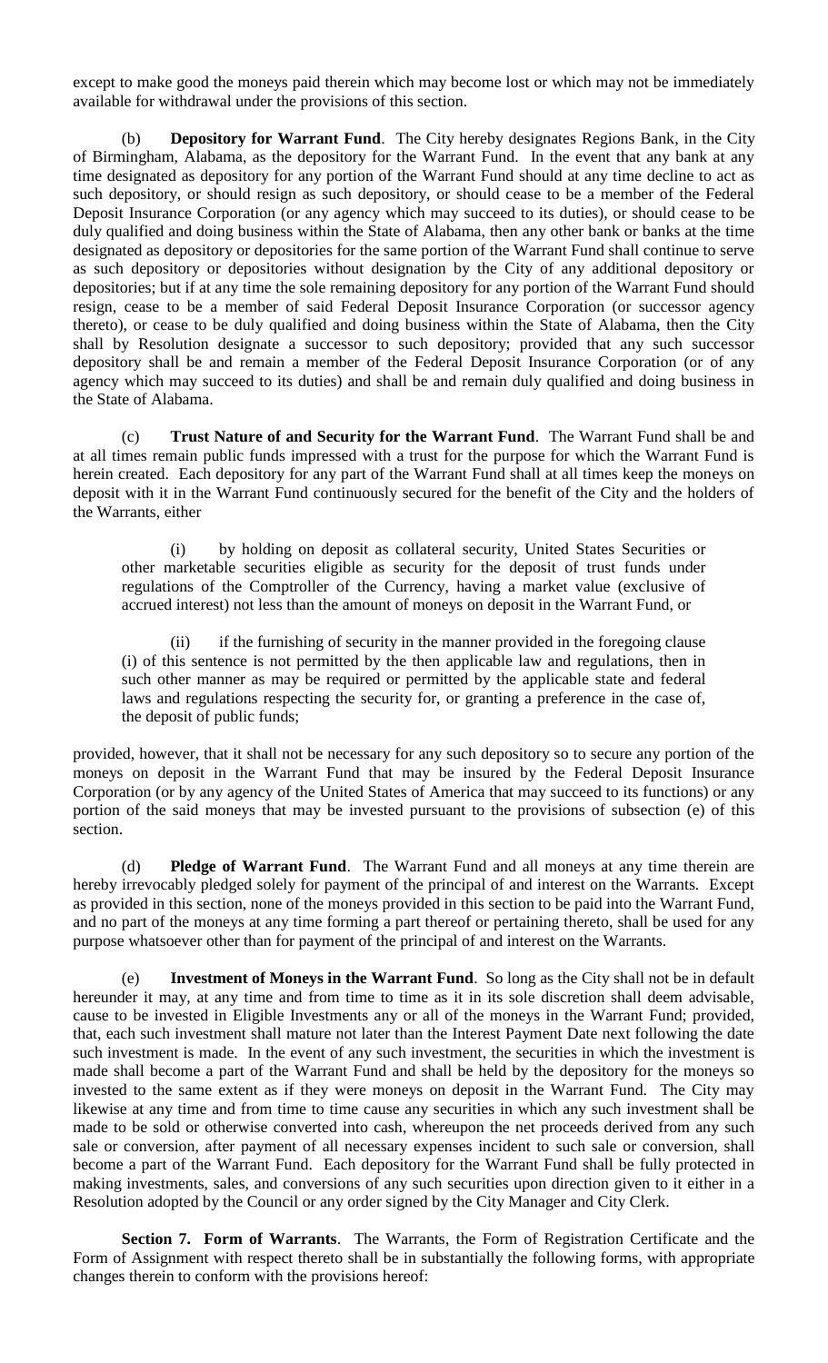except to make good the moneys paid therein which may become lost or which may not be immediately available for withdrawal under the provisions of this section.

(b) **Depository for Warrant Fund**. The City hereby designates Regions Bank, in the City of Birmingham, Alabama, as the depository for the Warrant Fund. In the event that any bank at any time designated as depository for any portion of the Warrant Fund should at any time decline to act as such depository, or should resign as such depository, or should cease to be a member of the Federal Deposit Insurance Corporation (or any agency which may succeed to its duties), or should cease to be duly qualified and doing business within the State of Alabama, then any other bank or banks at the time designated as depository or depositories for the same portion of the Warrant Fund shall continue to serve as such depository or depositories without designation by the City of any additional depository or depositories; but if at any time the sole remaining depository for any portion of the Warrant Fund should resign, cease to be a member of said Federal Deposit Insurance Corporation (or successor agency thereto), or cease to be duly qualified and doing business within the State of Alabama, then the City shall by Resolution designate a successor to such depository; provided that any such successor depository shall be and remain a member of the Federal Deposit Insurance Corporation (or of any agency which may succeed to its duties) and shall be and remain duly qualified and doing business in the State of Alabama.

(c) **Trust Nature of and Security for the Warrant Fund**. The Warrant Fund shall be and at all times remain public funds impressed with a trust for the purpose for which the Warrant Fund is herein created. Each depository for any part of the Warrant Fund shall at all times keep the moneys on deposit with it in the Warrant Fund continuously secured for the benefit of the City and the holders of the Warrants, either

(i) by holding on deposit as collateral security, United States Securities or other marketable securities eligible as security for the deposit of trust funds under regulations of the Comptroller of the Currency, having a market value (exclusive of accrued interest) not less than the amount of moneys on deposit in the Warrant Fund, or

(ii) if the furnishing of security in the manner provided in the foregoing clause (i) of this sentence is not permitted by the then applicable law and regulations, then in such other manner as may be required or permitted by the applicable state and federal laws and regulations respecting the security for, or granting a preference in the case of, the deposit of public funds;

provided, however, that it shall not be necessary for any such depository so to secure any portion of the moneys on deposit in the Warrant Fund that may be insured by the Federal Deposit Insurance Corporation (or by any agency of the United States of America that may succeed to its functions) or any portion of the said moneys that may be invested pursuant to the provisions of subsection (e) of this section.

(d) **Pledge of Warrant Fund**. The Warrant Fund and all moneys at any time therein are hereby irrevocably pledged solely for payment of the principal of and interest on the Warrants. Except as provided in this section, none of the moneys provided in this section to be paid into the Warrant Fund, and no part of the moneys at any time forming a part thereof or pertaining thereto, shall be used for any purpose whatsoever other than for payment of the principal of and interest on the Warrants.

(e) **Investment of Moneys in the Warrant Fund**. So long as the City shall not be in default hereunder it may, at any time and from time to time as it in its sole discretion shall deem advisable, cause to be invested in Eligible Investments any or all of the moneys in the Warrant Fund; provided, that, each such investment shall mature not later than the Interest Payment Date next following the date such investment is made. In the event of any such investment, the securities in which the investment is made shall become a part of the Warrant Fund and shall be held by the depository for the moneys so invested to the same extent as if they were moneys on deposit in the Warrant Fund. The City may likewise at any time and from time to time cause any securities in which any such investment shall be made to be sold or otherwise converted into cash, whereupon the net proceeds derived from any such sale or conversion, after payment of all necessary expenses incident to such sale or conversion, shall become a part of the Warrant Fund. Each depository for the Warrant Fund shall be fully protected in making investments, sales, and conversions of any such securities upon direction given to it either in a Resolution adopted by the Council or any order signed by the City Manager and City Clerk.

**Section 7. Form of Warrants**. The Warrants, the Form of Registration Certificate and the Form of Assignment with respect thereto shall be in substantially the following forms, with appropriate changes therein to conform with the provisions hereof: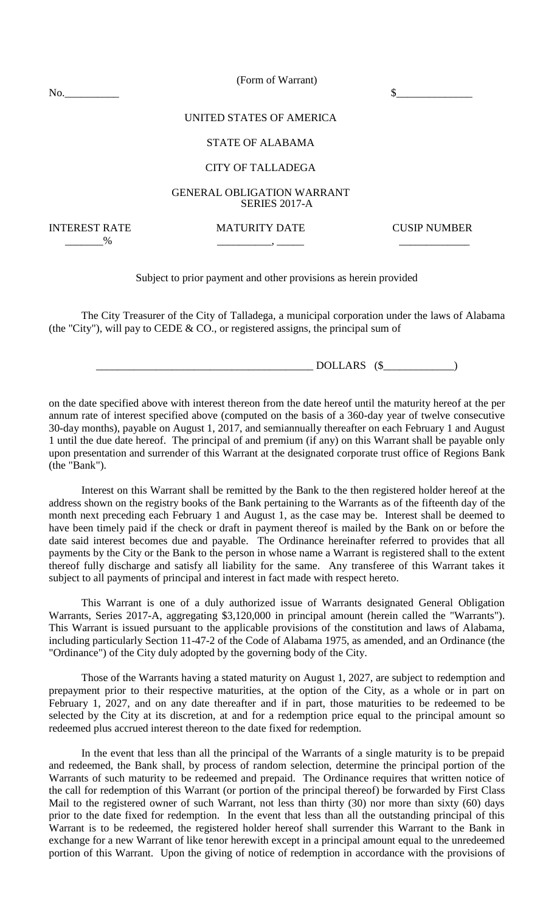(Form of Warrant)

No.__________ $______________

UNITED STATES OF AMERICA

STATE OF ALABAMA

CITY OF TALLADEGA

GENERAL OBLIGATION WARRANT
SERIES 2017-A

| INTEREST RATE | MATURITY DATE | CUSIP NUMBER |
|---|---|---|
| _______% | __________, _____ | _____________ |

Subject to prior payment and other provisions as herein provided

The City Treasurer of the City of Talladega, a municipal corporation under the laws of Alabama (the "City"), will pay to CEDE & CO., or registered assigns, the principal sum of

________________________________________ DOLLARS ($_____________)

on the date specified above with interest thereon from the date hereof until the maturity hereof at the per annum rate of interest specified above (computed on the basis of a 360-day year of twelve consecutive 30-day months), payable on August 1, 2017, and semiannually thereafter on each February 1 and August 1 until the due date hereof. The principal of and premium (if any) on this Warrant shall be payable only upon presentation and surrender of this Warrant at the designated corporate trust office of Regions Bank (the "Bank").

Interest on this Warrant shall be remitted by the Bank to the then registered holder hereof at the address shown on the registry books of the Bank pertaining to the Warrants as of the fifteenth day of the month next preceding each February 1 and August 1, as the case may be. Interest shall be deemed to have been timely paid if the check or draft in payment thereof is mailed by the Bank on or before the date said interest becomes due and payable. The Ordinance hereinafter referred to provides that all payments by the City or the Bank to the person in whose name a Warrant is registered shall to the extent thereof fully discharge and satisfy all liability for the same. Any transferee of this Warrant takes it subject to all payments of principal and interest in fact made with respect hereto.

This Warrant is one of a duly authorized issue of Warrants designated General Obligation Warrants, Series 2017-A, aggregating $3,120,000 in principal amount (herein called the "Warrants"). This Warrant is issued pursuant to the applicable provisions of the constitution and laws of Alabama, including particularly Section 11-47-2 of the Code of Alabama 1975, as amended, and an Ordinance (the "Ordinance") of the City duly adopted by the governing body of the City.

Those of the Warrants having a stated maturity on August 1, 2027, are subject to redemption and prepayment prior to their respective maturities, at the option of the City, as a whole or in part on February 1, 2027, and on any date thereafter and if in part, those maturities to be redeemed to be selected by the City at its discretion, at and for a redemption price equal to the principal amount so redeemed plus accrued interest thereon to the date fixed for redemption.

In the event that less than all the principal of the Warrants of a single maturity is to be prepaid and redeemed, the Bank shall, by process of random selection, determine the principal portion of the Warrants of such maturity to be redeemed and prepaid. The Ordinance requires that written notice of the call for redemption of this Warrant (or portion of the principal thereof) be forwarded by First Class Mail to the registered owner of such Warrant, not less than thirty (30) nor more than sixty (60) days prior to the date fixed for redemption. In the event that less than all the outstanding principal of this Warrant is to be redeemed, the registered holder hereof shall surrender this Warrant to the Bank in exchange for a new Warrant of like tenor herewith except in a principal amount equal to the unredeemed portion of this Warrant. Upon the giving of notice of redemption in accordance with the provisions of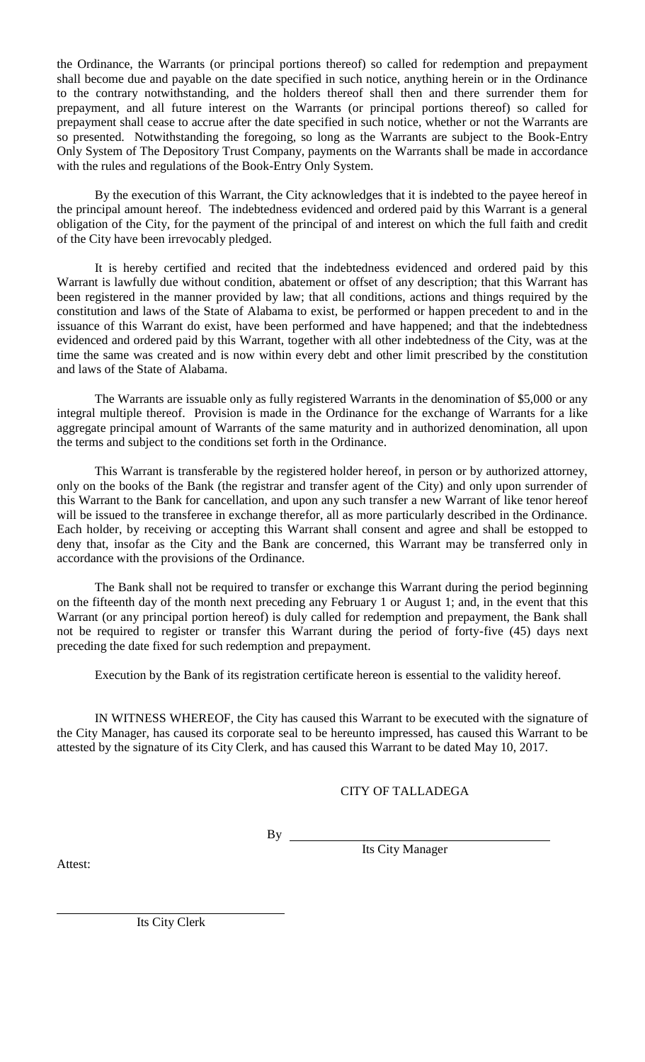the Ordinance, the Warrants (or principal portions thereof) so called for redemption and prepayment shall become due and payable on the date specified in such notice, anything herein or in the Ordinance to the contrary notwithstanding, and the holders thereof shall then and there surrender them for prepayment, and all future interest on the Warrants (or principal portions thereof) so called for prepayment shall cease to accrue after the date specified in such notice, whether or not the Warrants are so presented. Notwithstanding the foregoing, so long as the Warrants are subject to the Book-Entry Only System of The Depository Trust Company, payments on the Warrants shall be made in accordance with the rules and regulations of the Book-Entry Only System.

By the execution of this Warrant, the City acknowledges that it is indebted to the payee hereof in the principal amount hereof. The indebtedness evidenced and ordered paid by this Warrant is a general obligation of the City, for the payment of the principal of and interest on which the full faith and credit of the City have been irrevocably pledged.

It is hereby certified and recited that the indebtedness evidenced and ordered paid by this Warrant is lawfully due without condition, abatement or offset of any description; that this Warrant has been registered in the manner provided by law; that all conditions, actions and things required by the constitution and laws of the State of Alabama to exist, be performed or happen precedent to and in the issuance of this Warrant do exist, have been performed and have happened; and that the indebtedness evidenced and ordered paid by this Warrant, together with all other indebtedness of the City, was at the time the same was created and is now within every debt and other limit prescribed by the constitution and laws of the State of Alabama.

The Warrants are issuable only as fully registered Warrants in the denomination of $5,000 or any integral multiple thereof. Provision is made in the Ordinance for the exchange of Warrants for a like aggregate principal amount of Warrants of the same maturity and in authorized denomination, all upon the terms and subject to the conditions set forth in the Ordinance.

This Warrant is transferable by the registered holder hereof, in person or by authorized attorney, only on the books of the Bank (the registrar and transfer agent of the City) and only upon surrender of this Warrant to the Bank for cancellation, and upon any such transfer a new Warrant of like tenor hereof will be issued to the transferee in exchange therefor, all as more particularly described in the Ordinance. Each holder, by receiving or accepting this Warrant shall consent and agree and shall be estopped to deny that, insofar as the City and the Bank are concerned, this Warrant may be transferred only in accordance with the provisions of the Ordinance.

The Bank shall not be required to transfer or exchange this Warrant during the period beginning on the fifteenth day of the month next preceding any February 1 or August 1; and, in the event that this Warrant (or any principal portion hereof) is duly called for redemption and prepayment, the Bank shall not be required to register or transfer this Warrant during the period of forty-five (45) days next preceding the date fixed for such redemption and prepayment.

Execution by the Bank of its registration certificate hereon is essential to the validity hereof.

IN WITNESS WHEREOF, the City has caused this Warrant to be executed with the signature of the City Manager, has caused its corporate seal to be hereunto impressed, has caused this Warrant to be attested by the signature of its City Clerk, and has caused this Warrant to be dated May 10, 2017.

CITY OF TALLADEGA

By \_\_\_\_\_\_\_\_\_\_\_\_\_\_\_\_\_\_\_\_\_\_\_\_\_\_\_\_\_\_\_\_\_\_\_\_\_\_

Its City Manager

Attest:

\_\_\_\_\_\_\_\_\_\_\_\_\_\_\_\_\_\_\_\_\_\_\_\_\_\_\_\_\_\_\_\_\_\_\_\_\_\_

Its City Clerk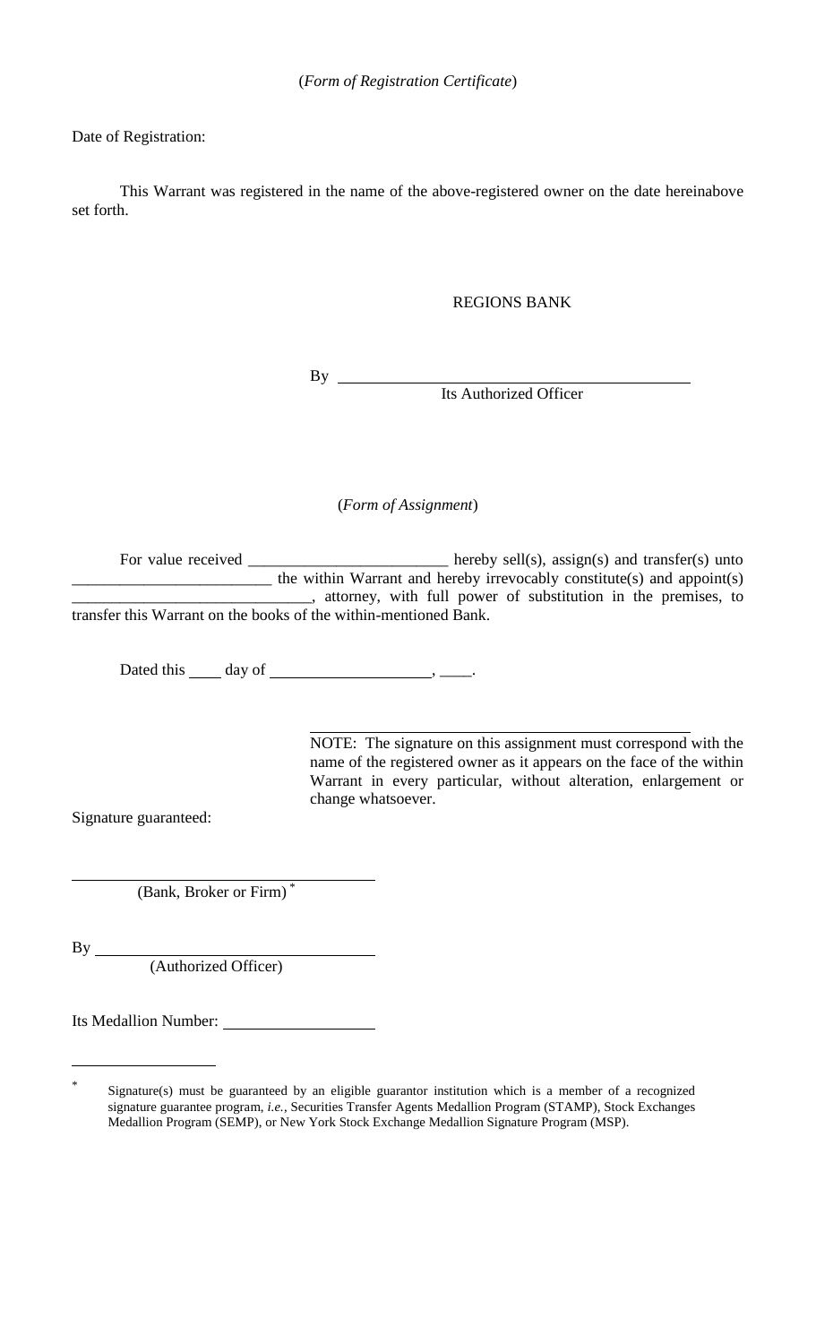(*Form of Registration Certificate*)

Date of Registration:

This Warrant was registered in the name of the above-registered owner on the date hereinabove set forth.

REGIONS BANK

By ___________________________________
Its Authorized Officer

(*Form of Assignment*)

For value received _________________________ hereby sell(s), assign(s) and transfer(s) unto _________________________ the within Warrant and hereby irrevocably constitute(s) and appoint(s) ______________________________, attorney, with full power of substitution in the premises, to transfer this Warrant on the books of the within-mentioned Bank.

Dated this ____ day of ___________________, ____.

___________________________________
NOTE: The signature on this assignment must correspond with the name of the registered owner as it appears on the face of the within Warrant in every particular, without alteration, enlargement or change whatsoever.

Signature guaranteed:

___________________________________
(Bank, Broker or Firm) *

By ___________________________________
(Authorized Officer)

Its Medallion Number: ___________________

---

* Signature(s) must be guaranteed by an eligible guarantor institution which is a member of a recognized signature guarantee program, *i.e.*, Securities Transfer Agents Medallion Program (STAMP), Stock Exchanges Medallion Program (SEMP), or New York Stock Exchange Medallion Signature Program (MSP).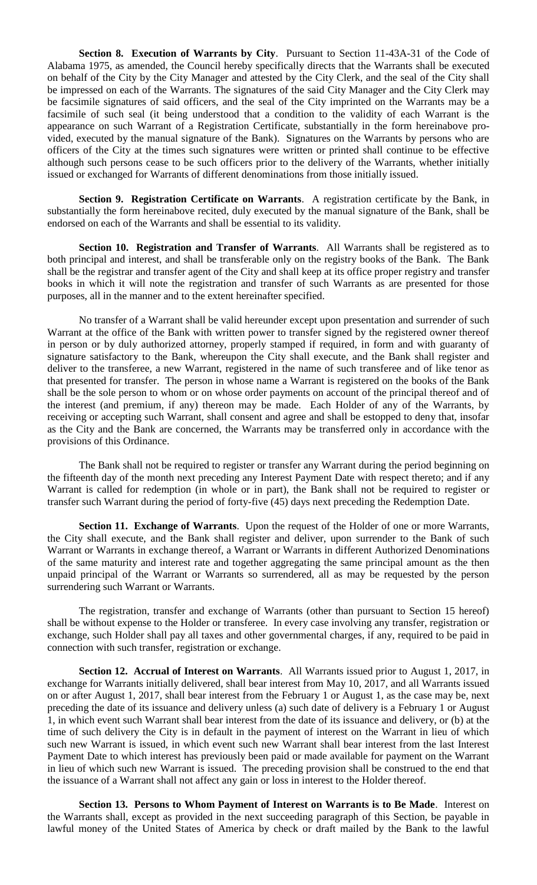**Section 8. Execution of Warrants by City**. Pursuant to Section 11-43A-31 of the Code of Alabama 1975, as amended, the Council hereby specifically directs that the Warrants shall be executed on behalf of the City by the City Manager and attested by the City Clerk, and the seal of the City shall be impressed on each of the Warrants. The signatures of the said City Manager and the City Clerk may be facsimile signatures of said officers, and the seal of the City imprinted on the Warrants may be a facsimile of such seal (it being understood that a condition to the validity of each Warrant is the appearance on such Warrant of a Registration Certificate, substantially in the form hereinabove provided, executed by the manual signature of the Bank). Signatures on the Warrants by persons who are officers of the City at the times such signatures were written or printed shall continue to be effective although such persons cease to be such officers prior to the delivery of the Warrants, whether initially issued or exchanged for Warrants of different denominations from those initially issued.

**Section 9. Registration Certificate on Warrants**. A registration certificate by the Bank, in substantially the form hereinabove recited, duly executed by the manual signature of the Bank, shall be endorsed on each of the Warrants and shall be essential to its validity.

**Section 10. Registration and Transfer of Warrants**. All Warrants shall be registered as to both principal and interest, and shall be transferable only on the registry books of the Bank. The Bank shall be the registrar and transfer agent of the City and shall keep at its office proper registry and transfer books in which it will note the registration and transfer of such Warrants as are presented for those purposes, all in the manner and to the extent hereinafter specified.

No transfer of a Warrant shall be valid hereunder except upon presentation and surrender of such Warrant at the office of the Bank with written power to transfer signed by the registered owner thereof in person or by duly authorized attorney, properly stamped if required, in form and with guaranty of signature satisfactory to the Bank, whereupon the City shall execute, and the Bank shall register and deliver to the transferee, a new Warrant, registered in the name of such transferee and of like tenor as that presented for transfer. The person in whose name a Warrant is registered on the books of the Bank shall be the sole person to whom or on whose order payments on account of the principal thereof and of the interest (and premium, if any) thereon may be made. Each Holder of any of the Warrants, by receiving or accepting such Warrant, shall consent and agree and shall be estopped to deny that, insofar as the City and the Bank are concerned, the Warrants may be transferred only in accordance with the provisions of this Ordinance.

The Bank shall not be required to register or transfer any Warrant during the period beginning on the fifteenth day of the month next preceding any Interest Payment Date with respect thereto; and if any Warrant is called for redemption (in whole or in part), the Bank shall not be required to register or transfer such Warrant during the period of forty-five (45) days next preceding the Redemption Date.

**Section 11. Exchange of Warrants**. Upon the request of the Holder of one or more Warrants, the City shall execute, and the Bank shall register and deliver, upon surrender to the Bank of such Warrant or Warrants in exchange thereof, a Warrant or Warrants in different Authorized Denominations of the same maturity and interest rate and together aggregating the same principal amount as the then unpaid principal of the Warrant or Warrants so surrendered, all as may be requested by the person surrendering such Warrant or Warrants.

The registration, transfer and exchange of Warrants (other than pursuant to Section 15 hereof) shall be without expense to the Holder or transferee. In every case involving any transfer, registration or exchange, such Holder shall pay all taxes and other governmental charges, if any, required to be paid in connection with such transfer, registration or exchange.

**Section 12. Accrual of Interest on Warrants**. All Warrants issued prior to August 1, 2017, in exchange for Warrants initially delivered, shall bear interest from May 10, 2017, and all Warrants issued on or after August 1, 2017, shall bear interest from the February 1 or August 1, as the case may be, next preceding the date of its issuance and delivery unless (a) such date of delivery is a February 1 or August 1, in which event such Warrant shall bear interest from the date of its issuance and delivery, or (b) at the time of such delivery the City is in default in the payment of interest on the Warrant in lieu of which such new Warrant is issued, in which event such new Warrant shall bear interest from the last Interest Payment Date to which interest has previously been paid or made available for payment on the Warrant in lieu of which such new Warrant is issued. The preceding provision shall be construed to the end that the issuance of a Warrant shall not affect any gain or loss in interest to the Holder thereof.

**Section 13. Persons to Whom Payment of Interest on Warrants is to Be Made**. Interest on the Warrants shall, except as provided in the next succeeding paragraph of this Section, be payable in lawful money of the United States of America by check or draft mailed by the Bank to the lawful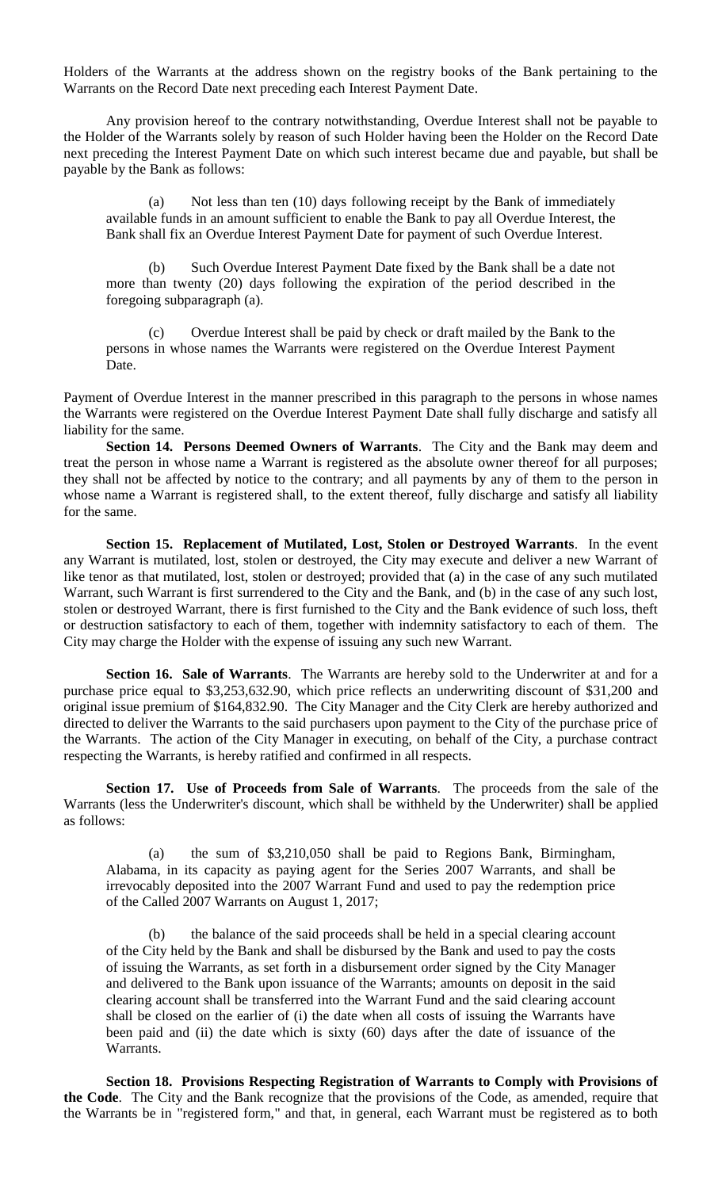Holders of the Warrants at the address shown on the registry books of the Bank pertaining to the Warrants on the Record Date next preceding each Interest Payment Date.

Any provision hereof to the contrary notwithstanding, Overdue Interest shall not be payable to the Holder of the Warrants solely by reason of such Holder having been the Holder on the Record Date next preceding the Interest Payment Date on which such interest became due and payable, but shall be payable by the Bank as follows:

(a) Not less than ten (10) days following receipt by the Bank of immediately available funds in an amount sufficient to enable the Bank to pay all Overdue Interest, the Bank shall fix an Overdue Interest Payment Date for payment of such Overdue Interest.

(b) Such Overdue Interest Payment Date fixed by the Bank shall be a date not more than twenty (20) days following the expiration of the period described in the foregoing subparagraph (a).

(c) Overdue Interest shall be paid by check or draft mailed by the Bank to the persons in whose names the Warrants were registered on the Overdue Interest Payment Date.

Payment of Overdue Interest in the manner prescribed in this paragraph to the persons in whose names the Warrants were registered on the Overdue Interest Payment Date shall fully discharge and satisfy all liability for the same.

**Section 14. Persons Deemed Owners of Warrants**. The City and the Bank may deem and treat the person in whose name a Warrant is registered as the absolute owner thereof for all purposes; they shall not be affected by notice to the contrary; and all payments by any of them to the person in whose name a Warrant is registered shall, to the extent thereof, fully discharge and satisfy all liability for the same.

**Section 15. Replacement of Mutilated, Lost, Stolen or Destroyed Warrants**. In the event any Warrant is mutilated, lost, stolen or destroyed, the City may execute and deliver a new Warrant of like tenor as that mutilated, lost, stolen or destroyed; provided that (a) in the case of any such mutilated Warrant, such Warrant is first surrendered to the City and the Bank, and (b) in the case of any such lost, stolen or destroyed Warrant, there is first furnished to the City and the Bank evidence of such loss, theft or destruction satisfactory to each of them, together with indemnity satisfactory to each of them. The City may charge the Holder with the expense of issuing any such new Warrant.

**Section 16. Sale of Warrants**. The Warrants are hereby sold to the Underwriter at and for a purchase price equal to $3,253,632.90, which price reflects an underwriting discount of $31,200 and original issue premium of $164,832.90. The City Manager and the City Clerk are hereby authorized and directed to deliver the Warrants to the said purchasers upon payment to the City of the purchase price of the Warrants. The action of the City Manager in executing, on behalf of the City, a purchase contract respecting the Warrants, is hereby ratified and confirmed in all respects.

**Section 17. Use of Proceeds from Sale of Warrants**. The proceeds from the sale of the Warrants (less the Underwriter's discount, which shall be withheld by the Underwriter) shall be applied as follows:

(a) the sum of $3,210,050 shall be paid to Regions Bank, Birmingham, Alabama, in its capacity as paying agent for the Series 2007 Warrants, and shall be irrevocably deposited into the 2007 Warrant Fund and used to pay the redemption price of the Called 2007 Warrants on August 1, 2017;

(b) the balance of the said proceeds shall be held in a special clearing account of the City held by the Bank and shall be disbursed by the Bank and used to pay the costs of issuing the Warrants, as set forth in a disbursement order signed by the City Manager and delivered to the Bank upon issuance of the Warrants; amounts on deposit in the said clearing account shall be transferred into the Warrant Fund and the said clearing account shall be closed on the earlier of (i) the date when all costs of issuing the Warrants have been paid and (ii) the date which is sixty (60) days after the date of issuance of the Warrants.

**Section 18. Provisions Respecting Registration of Warrants to Comply with Provisions of the Code**. The City and the Bank recognize that the provisions of the Code, as amended, require that the Warrants be in "registered form," and that, in general, each Warrant must be registered as to both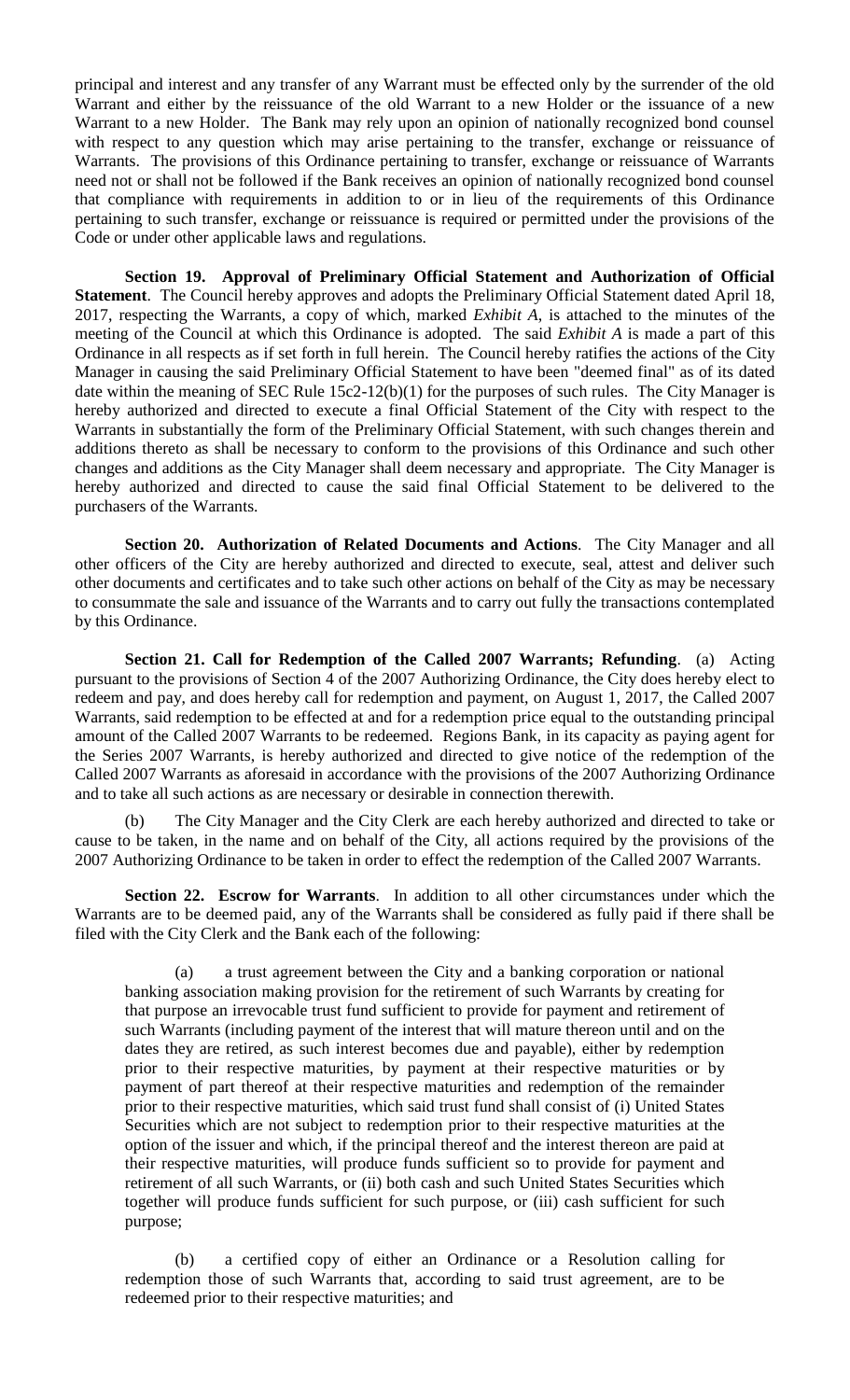principal and interest and any transfer of any Warrant must be effected only by the surrender of the old Warrant and either by the reissuance of the old Warrant to a new Holder or the issuance of a new Warrant to a new Holder. The Bank may rely upon an opinion of nationally recognized bond counsel with respect to any question which may arise pertaining to the transfer, exchange or reissuance of Warrants. The provisions of this Ordinance pertaining to transfer, exchange or reissuance of Warrants need not or shall not be followed if the Bank receives an opinion of nationally recognized bond counsel that compliance with requirements in addition to or in lieu of the requirements of this Ordinance pertaining to such transfer, exchange or reissuance is required or permitted under the provisions of the Code or under other applicable laws and regulations.

**Section 19. Approval of Preliminary Official Statement and Authorization of Official Statement**. The Council hereby approves and adopts the Preliminary Official Statement dated April 18, 2017, respecting the Warrants, a copy of which, marked *Exhibit A*, is attached to the minutes of the meeting of the Council at which this Ordinance is adopted. The said *Exhibit A* is made a part of this Ordinance in all respects as if set forth in full herein. The Council hereby ratifies the actions of the City Manager in causing the said Preliminary Official Statement to have been "deemed final" as of its dated date within the meaning of SEC Rule 15c2-12(b)(1) for the purposes of such rules. The City Manager is hereby authorized and directed to execute a final Official Statement of the City with respect to the Warrants in substantially the form of the Preliminary Official Statement, with such changes therein and additions thereto as shall be necessary to conform to the provisions of this Ordinance and such other changes and additions as the City Manager shall deem necessary and appropriate. The City Manager is hereby authorized and directed to cause the said final Official Statement to be delivered to the purchasers of the Warrants.

**Section 20. Authorization of Related Documents and Actions**. The City Manager and all other officers of the City are hereby authorized and directed to execute, seal, attest and deliver such other documents and certificates and to take such other actions on behalf of the City as may be necessary to consummate the sale and issuance of the Warrants and to carry out fully the transactions contemplated by this Ordinance.

**Section 21. Call for Redemption of the Called 2007 Warrants; Refunding**. (a) Acting pursuant to the provisions of Section 4 of the 2007 Authorizing Ordinance, the City does hereby elect to redeem and pay, and does hereby call for redemption and payment, on August 1, 2017, the Called 2007 Warrants, said redemption to be effected at and for a redemption price equal to the outstanding principal amount of the Called 2007 Warrants to be redeemed. Regions Bank, in its capacity as paying agent for the Series 2007 Warrants, is hereby authorized and directed to give notice of the redemption of the Called 2007 Warrants as aforesaid in accordance with the provisions of the 2007 Authorizing Ordinance and to take all such actions as are necessary or desirable in connection therewith.

(b) The City Manager and the City Clerk are each hereby authorized and directed to take or cause to be taken, in the name and on behalf of the City, all actions required by the provisions of the 2007 Authorizing Ordinance to be taken in order to effect the redemption of the Called 2007 Warrants.

**Section 22. Escrow for Warrants**. In addition to all other circumstances under which the Warrants are to be deemed paid, any of the Warrants shall be considered as fully paid if there shall be filed with the City Clerk and the Bank each of the following:

(a) a trust agreement between the City and a banking corporation or national banking association making provision for the retirement of such Warrants by creating for that purpose an irrevocable trust fund sufficient to provide for payment and retirement of such Warrants (including payment of the interest that will mature thereon until and on the dates they are retired, as such interest becomes due and payable), either by redemption prior to their respective maturities, by payment at their respective maturities or by payment of part thereof at their respective maturities and redemption of the remainder prior to their respective maturities, which said trust fund shall consist of (i) United States Securities which are not subject to redemption prior to their respective maturities at the option of the issuer and which, if the principal thereof and the interest thereon are paid at their respective maturities, will produce funds sufficient so to provide for payment and retirement of all such Warrants, or (ii) both cash and such United States Securities which together will produce funds sufficient for such purpose, or (iii) cash sufficient for such purpose;

(b) a certified copy of either an Ordinance or a Resolution calling for redemption those of such Warrants that, according to said trust agreement, are to be redeemed prior to their respective maturities; and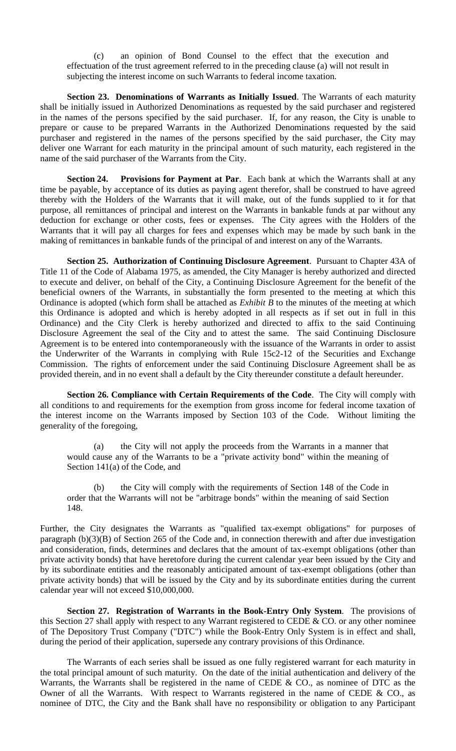(c) an opinion of Bond Counsel to the effect that the execution and effectuation of the trust agreement referred to in the preceding clause (a) will not result in subjecting the interest income on such Warrants to federal income taxation.

**Section 23. Denominations of Warrants as Initially Issued**. The Warrants of each maturity shall be initially issued in Authorized Denominations as requested by the said purchaser and registered in the names of the persons specified by the said purchaser. If, for any reason, the City is unable to prepare or cause to be prepared Warrants in the Authorized Denominations requested by the said purchaser and registered in the names of the persons specified by the said purchaser, the City may deliver one Warrant for each maturity in the principal amount of such maturity, each registered in the name of the said purchaser of the Warrants from the City.

**Section 24. Provisions for Payment at Par**. Each bank at which the Warrants shall at any time be payable, by acceptance of its duties as paying agent therefor, shall be construed to have agreed thereby with the Holders of the Warrants that it will make, out of the funds supplied to it for that purpose, all remittances of principal and interest on the Warrants in bankable funds at par without any deduction for exchange or other costs, fees or expenses. The City agrees with the Holders of the Warrants that it will pay all charges for fees and expenses which may be made by such bank in the making of remittances in bankable funds of the principal of and interest on any of the Warrants.

**Section 25. Authorization of Continuing Disclosure Agreement**. Pursuant to Chapter 43A of Title 11 of the Code of Alabama 1975, as amended, the City Manager is hereby authorized and directed to execute and deliver, on behalf of the City, a Continuing Disclosure Agreement for the benefit of the beneficial owners of the Warrants, in substantially the form presented to the meeting at which this Ordinance is adopted (which form shall be attached as *Exhibit B* to the minutes of the meeting at which this Ordinance is adopted and which is hereby adopted in all respects as if set out in full in this Ordinance) and the City Clerk is hereby authorized and directed to affix to the said Continuing Disclosure Agreement the seal of the City and to attest the same. The said Continuing Disclosure Agreement is to be entered into contemporaneously with the issuance of the Warrants in order to assist the Underwriter of the Warrants in complying with Rule 15c2-12 of the Securities and Exchange Commission. The rights of enforcement under the said Continuing Disclosure Agreement shall be as provided therein, and in no event shall a default by the City thereunder constitute a default hereunder.

**Section 26. Compliance with Certain Requirements of the Code**. The City will comply with all conditions to and requirements for the exemption from gross income for federal income taxation of the interest income on the Warrants imposed by Section 103 of the Code. Without limiting the generality of the foregoing,

(a) the City will not apply the proceeds from the Warrants in a manner that would cause any of the Warrants to be a "private activity bond" within the meaning of Section 141(a) of the Code, and

(b) the City will comply with the requirements of Section 148 of the Code in order that the Warrants will not be "arbitrage bonds" within the meaning of said Section 148.

Further, the City designates the Warrants as "qualified tax-exempt obligations" for purposes of paragraph (b)(3)(B) of Section 265 of the Code and, in connection therewith and after due investigation and consideration, finds, determines and declares that the amount of tax-exempt obligations (other than private activity bonds) that have heretofore during the current calendar year been issued by the City and by its subordinate entities and the reasonably anticipated amount of tax-exempt obligations (other than private activity bonds) that will be issued by the City and by its subordinate entities during the current calendar year will not exceed $10,000,000.

**Section 27. Registration of Warrants in the Book-Entry Only System**. The provisions of this Section 27 shall apply with respect to any Warrant registered to CEDE & CO. or any other nominee of The Depository Trust Company ("DTC") while the Book-Entry Only System is in effect and shall, during the period of their application, supersede any contrary provisions of this Ordinance.

The Warrants of each series shall be issued as one fully registered warrant for each maturity in the total principal amount of such maturity. On the date of the initial authentication and delivery of the Warrants, the Warrants shall be registered in the name of CEDE & CO., as nominee of DTC as the Owner of all the Warrants. With respect to Warrants registered in the name of CEDE & CO., as nominee of DTC, the City and the Bank shall have no responsibility or obligation to any Participant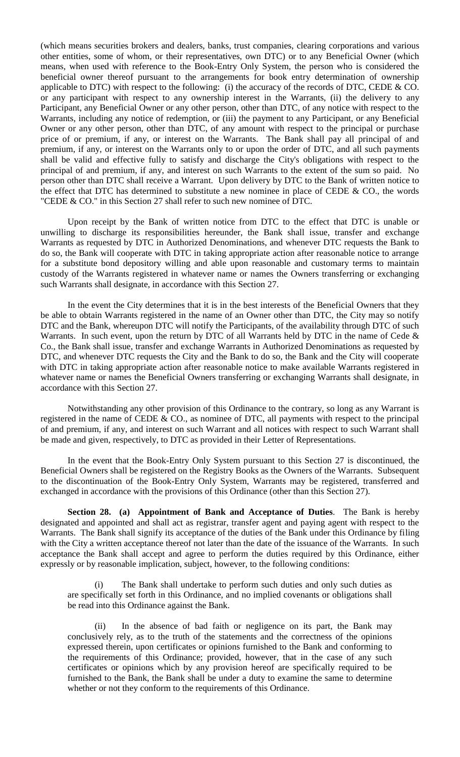(which means securities brokers and dealers, banks, trust companies, clearing corporations and various other entities, some of whom, or their representatives, own DTC) or to any Beneficial Owner (which means, when used with reference to the Book-Entry Only System, the person who is considered the beneficial owner thereof pursuant to the arrangements for book entry determination of ownership applicable to DTC) with respect to the following: (i) the accuracy of the records of DTC, CEDE & CO. or any participant with respect to any ownership interest in the Warrants, (ii) the delivery to any Participant, any Beneficial Owner or any other person, other than DTC, of any notice with respect to the Warrants, including any notice of redemption, or (iii) the payment to any Participant, or any Beneficial Owner or any other person, other than DTC, of any amount with respect to the principal or purchase price of or premium, if any, or interest on the Warrants. The Bank shall pay all principal of and premium, if any, or interest on the Warrants only to or upon the order of DTC, and all such payments shall be valid and effective fully to satisfy and discharge the City's obligations with respect to the principal of and premium, if any, and interest on such Warrants to the extent of the sum so paid. No person other than DTC shall receive a Warrant. Upon delivery by DTC to the Bank of written notice to the effect that DTC has determined to substitute a new nominee in place of CEDE & CO., the words "CEDE & CO." in this Section 27 shall refer to such new nominee of DTC.

Upon receipt by the Bank of written notice from DTC to the effect that DTC is unable or unwilling to discharge its responsibilities hereunder, the Bank shall issue, transfer and exchange Warrants as requested by DTC in Authorized Denominations, and whenever DTC requests the Bank to do so, the Bank will cooperate with DTC in taking appropriate action after reasonable notice to arrange for a substitute bond depository willing and able upon reasonable and customary terms to maintain custody of the Warrants registered in whatever name or names the Owners transferring or exchanging such Warrants shall designate, in accordance with this Section 27.

In the event the City determines that it is in the best interests of the Beneficial Owners that they be able to obtain Warrants registered in the name of an Owner other than DTC, the City may so notify DTC and the Bank, whereupon DTC will notify the Participants, of the availability through DTC of such Warrants. In such event, upon the return by DTC of all Warrants held by DTC in the name of Cede & Co., the Bank shall issue, transfer and exchange Warrants in Authorized Denominations as requested by DTC, and whenever DTC requests the City and the Bank to do so, the Bank and the City will cooperate with DTC in taking appropriate action after reasonable notice to make available Warrants registered in whatever name or names the Beneficial Owners transferring or exchanging Warrants shall designate, in accordance with this Section 27.

Notwithstanding any other provision of this Ordinance to the contrary, so long as any Warrant is registered in the name of CEDE & CO., as nominee of DTC, all payments with respect to the principal of and premium, if any, and interest on such Warrant and all notices with respect to such Warrant shall be made and given, respectively, to DTC as provided in their Letter of Representations.

In the event that the Book-Entry Only System pursuant to this Section 27 is discontinued, the Beneficial Owners shall be registered on the Registry Books as the Owners of the Warrants. Subsequent to the discontinuation of the Book-Entry Only System, Warrants may be registered, transferred and exchanged in accordance with the provisions of this Ordinance (other than this Section 27).

**Section 28. (a) Appointment of Bank and Acceptance of Duties**. The Bank is hereby designated and appointed and shall act as registrar, transfer agent and paying agent with respect to the Warrants. The Bank shall signify its acceptance of the duties of the Bank under this Ordinance by filing with the City a written acceptance thereof not later than the date of the issuance of the Warrants. In such acceptance the Bank shall accept and agree to perform the duties required by this Ordinance, either expressly or by reasonable implication, subject, however, to the following conditions:

(i) The Bank shall undertake to perform such duties and only such duties as are specifically set forth in this Ordinance, and no implied covenants or obligations shall be read into this Ordinance against the Bank.

(ii) In the absence of bad faith or negligence on its part, the Bank may conclusively rely, as to the truth of the statements and the correctness of the opinions expressed therein, upon certificates or opinions furnished to the Bank and conforming to the requirements of this Ordinance; provided, however, that in the case of any such certificates or opinions which by any provision hereof are specifically required to be furnished to the Bank, the Bank shall be under a duty to examine the same to determine whether or not they conform to the requirements of this Ordinance.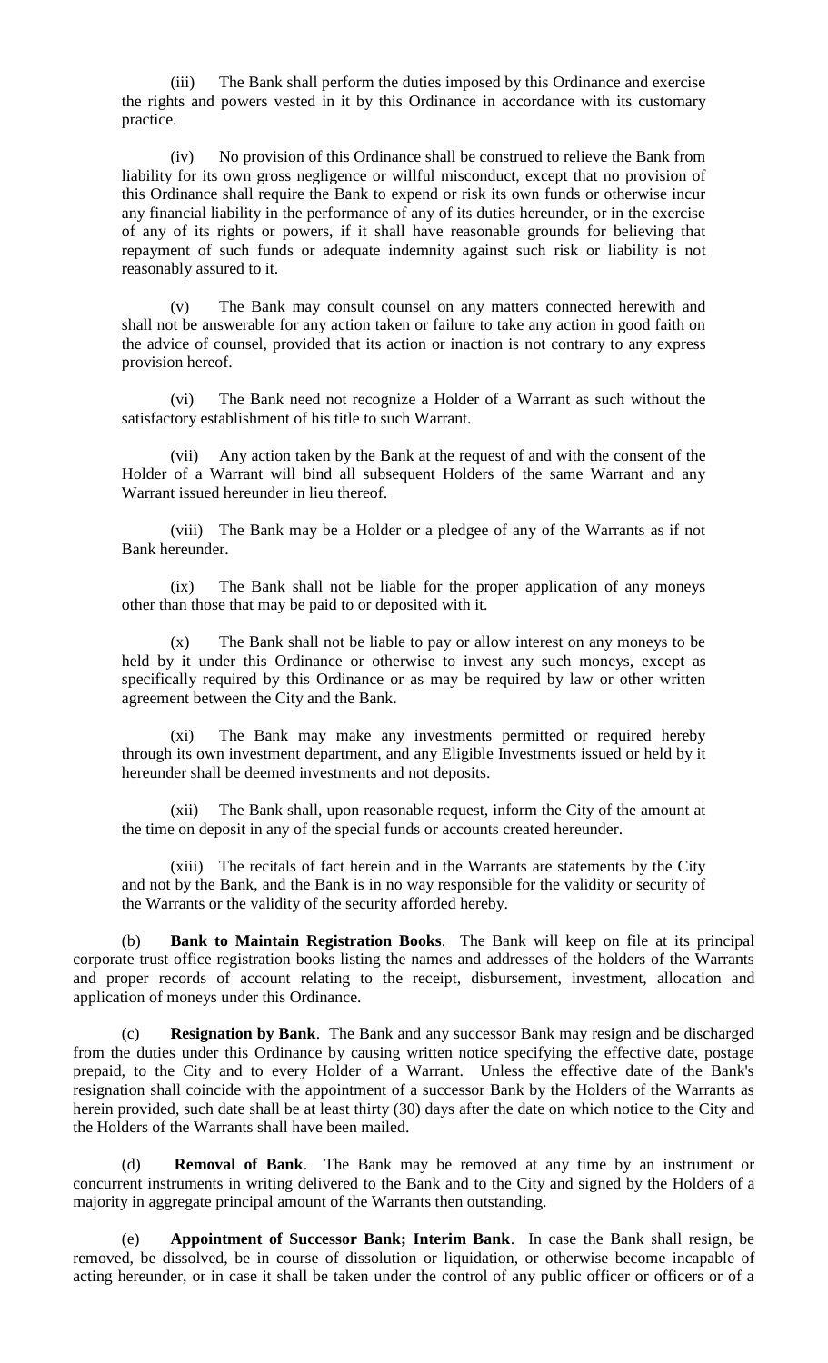(iii) The Bank shall perform the duties imposed by this Ordinance and exercise the rights and powers vested in it by this Ordinance in accordance with its customary practice.

(iv) No provision of this Ordinance shall be construed to relieve the Bank from liability for its own gross negligence or willful misconduct, except that no provision of this Ordinance shall require the Bank to expend or risk its own funds or otherwise incur any financial liability in the performance of any of its duties hereunder, or in the exercise of any of its rights or powers, if it shall have reasonable grounds for believing that repayment of such funds or adequate indemnity against such risk or liability is not reasonably assured to it.

(v) The Bank may consult counsel on any matters connected herewith and shall not be answerable for any action taken or failure to take any action in good faith on the advice of counsel, provided that its action or inaction is not contrary to any express provision hereof.

(vi) The Bank need not recognize a Holder of a Warrant as such without the satisfactory establishment of his title to such Warrant.

(vii) Any action taken by the Bank at the request of and with the consent of the Holder of a Warrant will bind all subsequent Holders of the same Warrant and any Warrant issued hereunder in lieu thereof.

(viii) The Bank may be a Holder or a pledgee of any of the Warrants as if not Bank hereunder.

(ix) The Bank shall not be liable for the proper application of any moneys other than those that may be paid to or deposited with it.

(x) The Bank shall not be liable to pay or allow interest on any moneys to be held by it under this Ordinance or otherwise to invest any such moneys, except as specifically required by this Ordinance or as may be required by law or other written agreement between the City and the Bank.

(xi) The Bank may make any investments permitted or required hereby through its own investment department, and any Eligible Investments issued or held by it hereunder shall be deemed investments and not deposits.

(xii) The Bank shall, upon reasonable request, inform the City of the amount at the time on deposit in any of the special funds or accounts created hereunder.

(xiii) The recitals of fact herein and in the Warrants are statements by the City and not by the Bank, and the Bank is in no way responsible for the validity or security of the Warrants or the validity of the security afforded hereby.

(b) **Bank to Maintain Registration Books**. The Bank will keep on file at its principal corporate trust office registration books listing the names and addresses of the holders of the Warrants and proper records of account relating to the receipt, disbursement, investment, allocation and application of moneys under this Ordinance.

(c) **Resignation by Bank**. The Bank and any successor Bank may resign and be discharged from the duties under this Ordinance by causing written notice specifying the effective date, postage prepaid, to the City and to every Holder of a Warrant. Unless the effective date of the Bank's resignation shall coincide with the appointment of a successor Bank by the Holders of the Warrants as herein provided, such date shall be at least thirty (30) days after the date on which notice to the City and the Holders of the Warrants shall have been mailed.

(d) **Removal of Bank**. The Bank may be removed at any time by an instrument or concurrent instruments in writing delivered to the Bank and to the City and signed by the Holders of a majority in aggregate principal amount of the Warrants then outstanding.

(e) **Appointment of Successor Bank; Interim Bank**. In case the Bank shall resign, be removed, be dissolved, be in course of dissolution or liquidation, or otherwise become incapable of acting hereunder, or in case it shall be taken under the control of any public officer or officers or of a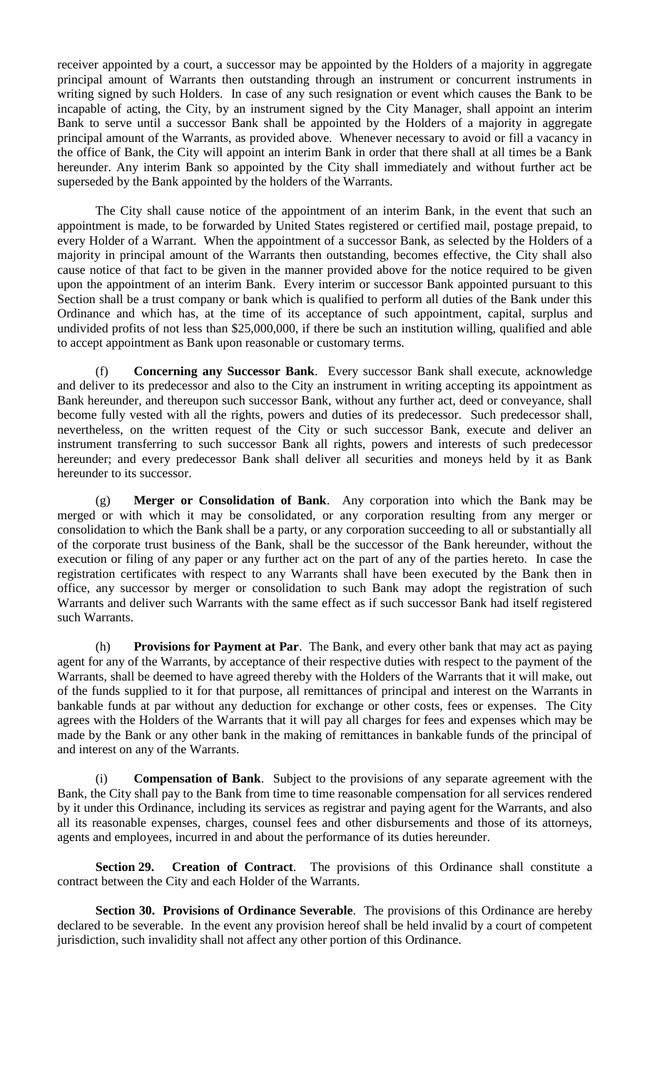receiver appointed by a court, a successor may be appointed by the Holders of a majority in aggregate principal amount of Warrants then outstanding through an instrument or concurrent instruments in writing signed by such Holders. In case of any such resignation or event which causes the Bank to be incapable of acting, the City, by an instrument signed by the City Manager, shall appoint an interim Bank to serve until a successor Bank shall be appointed by the Holders of a majority in aggregate principal amount of the Warrants, as provided above. Whenever necessary to avoid or fill a vacancy in the office of Bank, the City will appoint an interim Bank in order that there shall at all times be a Bank hereunder. Any interim Bank so appointed by the City shall immediately and without further act be superseded by the Bank appointed by the holders of the Warrants.

The City shall cause notice of the appointment of an interim Bank, in the event that such an appointment is made, to be forwarded by United States registered or certified mail, postage prepaid, to every Holder of a Warrant. When the appointment of a successor Bank, as selected by the Holders of a majority in principal amount of the Warrants then outstanding, becomes effective, the City shall also cause notice of that fact to be given in the manner provided above for the notice required to be given upon the appointment of an interim Bank. Every interim or successor Bank appointed pursuant to this Section shall be a trust company or bank which is qualified to perform all duties of the Bank under this Ordinance and which has, at the time of its acceptance of such appointment, capital, surplus and undivided profits of not less than $25,000,000, if there be such an institution willing, qualified and able to accept appointment as Bank upon reasonable or customary terms.

(f) **Concerning any Successor Bank**. Every successor Bank shall execute, acknowledge and deliver to its predecessor and also to the City an instrument in writing accepting its appointment as Bank hereunder, and thereupon such successor Bank, without any further act, deed or conveyance, shall become fully vested with all the rights, powers and duties of its predecessor. Such predecessor shall, nevertheless, on the written request of the City or such successor Bank, execute and deliver an instrument transferring to such successor Bank all rights, powers and interests of such predecessor hereunder; and every predecessor Bank shall deliver all securities and moneys held by it as Bank hereunder to its successor.

(g) **Merger or Consolidation of Bank**. Any corporation into which the Bank may be merged or with which it may be consolidated, or any corporation resulting from any merger or consolidation to which the Bank shall be a party, or any corporation succeeding to all or substantially all of the corporate trust business of the Bank, shall be the successor of the Bank hereunder, without the execution or filing of any paper or any further act on the part of any of the parties hereto. In case the registration certificates with respect to any Warrants shall have been executed by the Bank then in office, any successor by merger or consolidation to such Bank may adopt the registration of such Warrants and deliver such Warrants with the same effect as if such successor Bank had itself registered such Warrants.

(h) **Provisions for Payment at Par**. The Bank, and every other bank that may act as paying agent for any of the Warrants, by acceptance of their respective duties with respect to the payment of the Warrants, shall be deemed to have agreed thereby with the Holders of the Warrants that it will make, out of the funds supplied to it for that purpose, all remittances of principal and interest on the Warrants in bankable funds at par without any deduction for exchange or other costs, fees or expenses. The City agrees with the Holders of the Warrants that it will pay all charges for fees and expenses which may be made by the Bank or any other bank in the making of remittances in bankable funds of the principal of and interest on any of the Warrants.

(i) **Compensation of Bank**. Subject to the provisions of any separate agreement with the Bank, the City shall pay to the Bank from time to time reasonable compensation for all services rendered by it under this Ordinance, including its services as registrar and paying agent for the Warrants, and also all its reasonable expenses, charges, counsel fees and other disbursements and those of its attorneys, agents and employees, incurred in and about the performance of its duties hereunder.

**Section 29. Creation of Contract**. The provisions of this Ordinance shall constitute a contract between the City and each Holder of the Warrants.

**Section 30. Provisions of Ordinance Severable**. The provisions of this Ordinance are hereby declared to be severable. In the event any provision hereof shall be held invalid by a court of competent jurisdiction, such invalidity shall not affect any other portion of this Ordinance.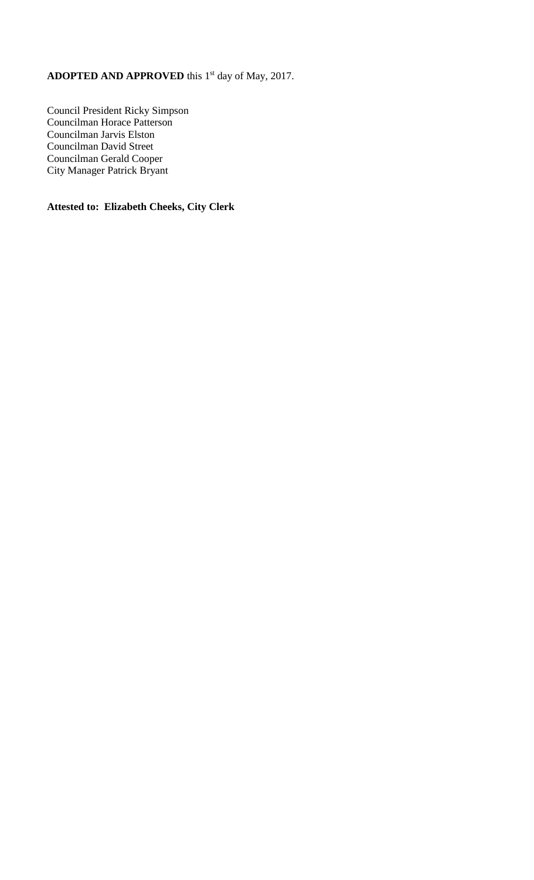**ADOPTED AND APPROVED** this 1st day of May, 2017.

Council President Ricky Simpson
Councilman Horace Patterson
Councilman Jarvis Elston
Councilman David Street
Councilman Gerald Cooper
City Manager Patrick Bryant

**Attested to: Elizabeth Cheeks, City Clerk**